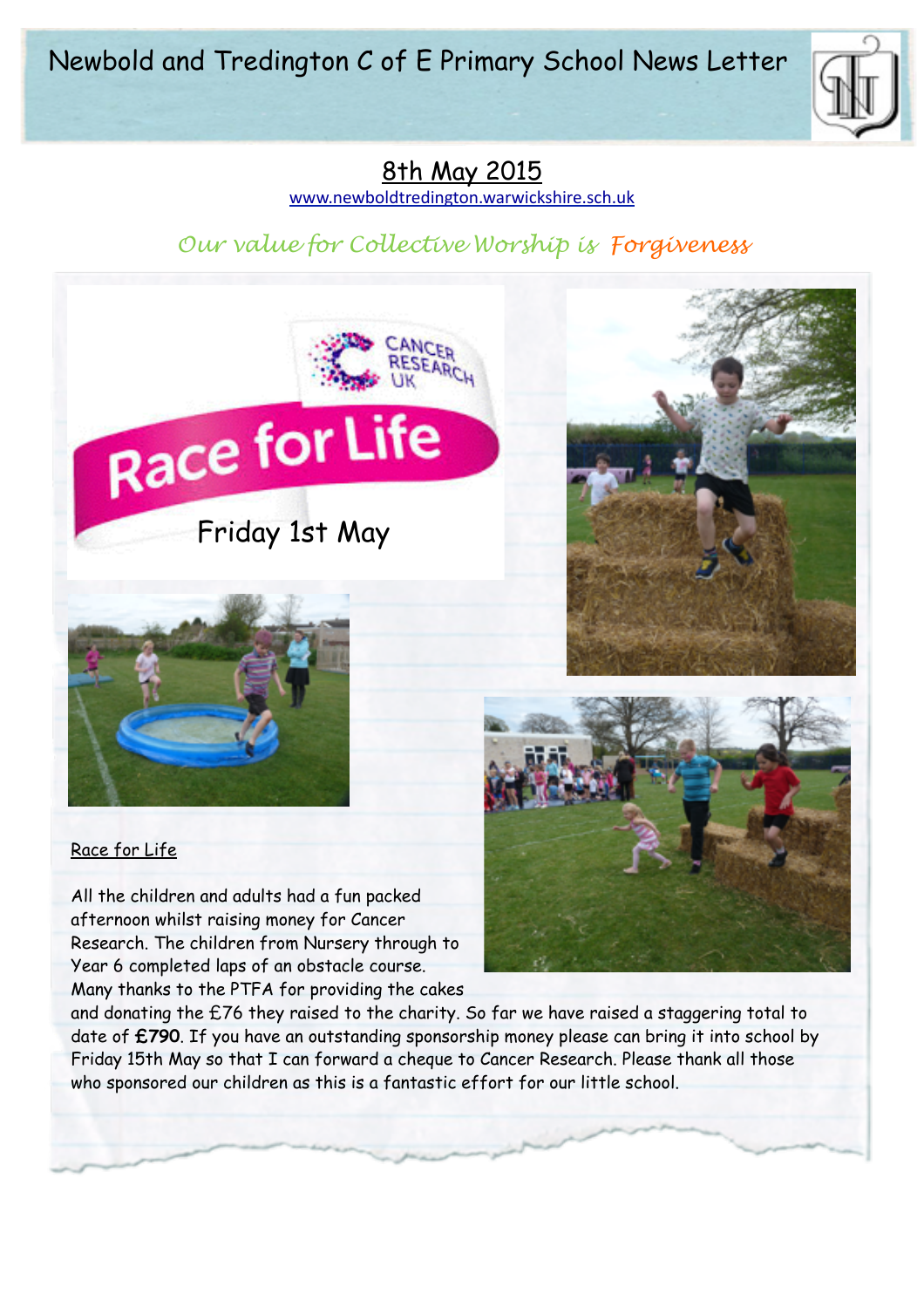# Newbold and Tredington C of E Primary School News Letter

## 8th May 2015

www.newboldtredington.warwickshire.sch.uk

*Our value for Collective Worship is Forgiveness*

Race for Life

Friday 1st May

Race for Life

All the children and adults had a fun packed afternoon whilst raising money for Cancer Research. The children from Nursery through to Year 6 completed laps of an obstacle course. Many thanks to the PTFA for providing the cakes and donating the £76 they raised to the charity. So far we have raised a staggering total to date of **£790**. If you have an outstanding sponsorship money please can bring it into school by Friday 15th May so that I can forward a cheque to Cancer Research. Please thank all those who sponsored our children as this is a fantastic effort for our little school.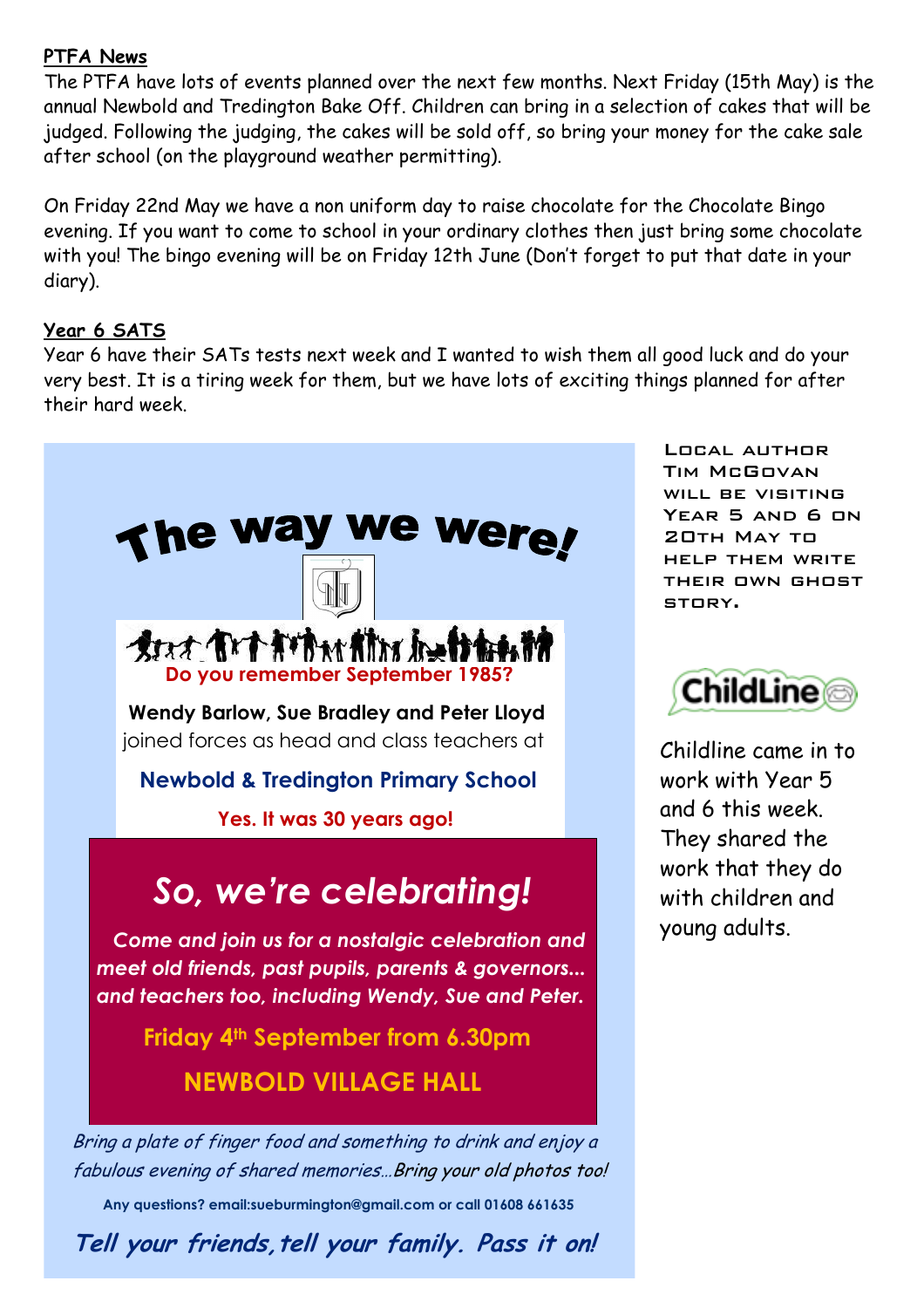## PTFA News

The PTFA have lots of events planned over the next few months. Next Friday (15th May) is the annual Newbold and Tredington Bake Off. Children can bring in a selection of cakes that will be judged. Following the judging, the cakes will be sold off, so bring your money for the cake sale after school (on the playground weather permitting).

On Friday 22nd May we have a non uniform day to raise chocolate for the Chocolate Bingo evening. If you want to come to school in your ordinary clothes then just bring some chocolate with you! The bingo evening will be on Friday 12th June (Don't forget to put that date in your diary).

## Year 6 SATS

Year 6 have their SATs tests next week and I wanted to wish them all good luck and do your very best. It is a tiring week for them, but we have lots of exciting things planned for after their hard week.

# The way we were!

**Do you remember September 1985?**

**Wendy Barlow, Sue Bradley and Peter Lloyd** joined forces as head and class teachers at

**Newbold & Tredington Primary School**

**Yes. It was 30 years ago!**

## *So, we're celebrating!*

***Come and join us for a nostalgic celebration and meet old friends, past pupils, parents & governors... and teachers too, including Wendy, Sue and Peter.***

**Friday 4th September from 6.30pm**

**NEWBOLD VILLAGE HALL**

*Bring a plate of finger food and something to drink and enjoy a fabulous evening of shared memories...Bring your old photos too!*

**Any questions? email:sueburmington@gmail.com or call 01608 661635**

***Tell your friends, tell your family. Pass it on!***

Local author Tim McGovan will be visiting Year 5 and 6 on 20th May to help them write their own ghost story.

**ChildLine**

Childline came in to work with Year 5 and 6 this week. They shared the work that they do with children and young adults.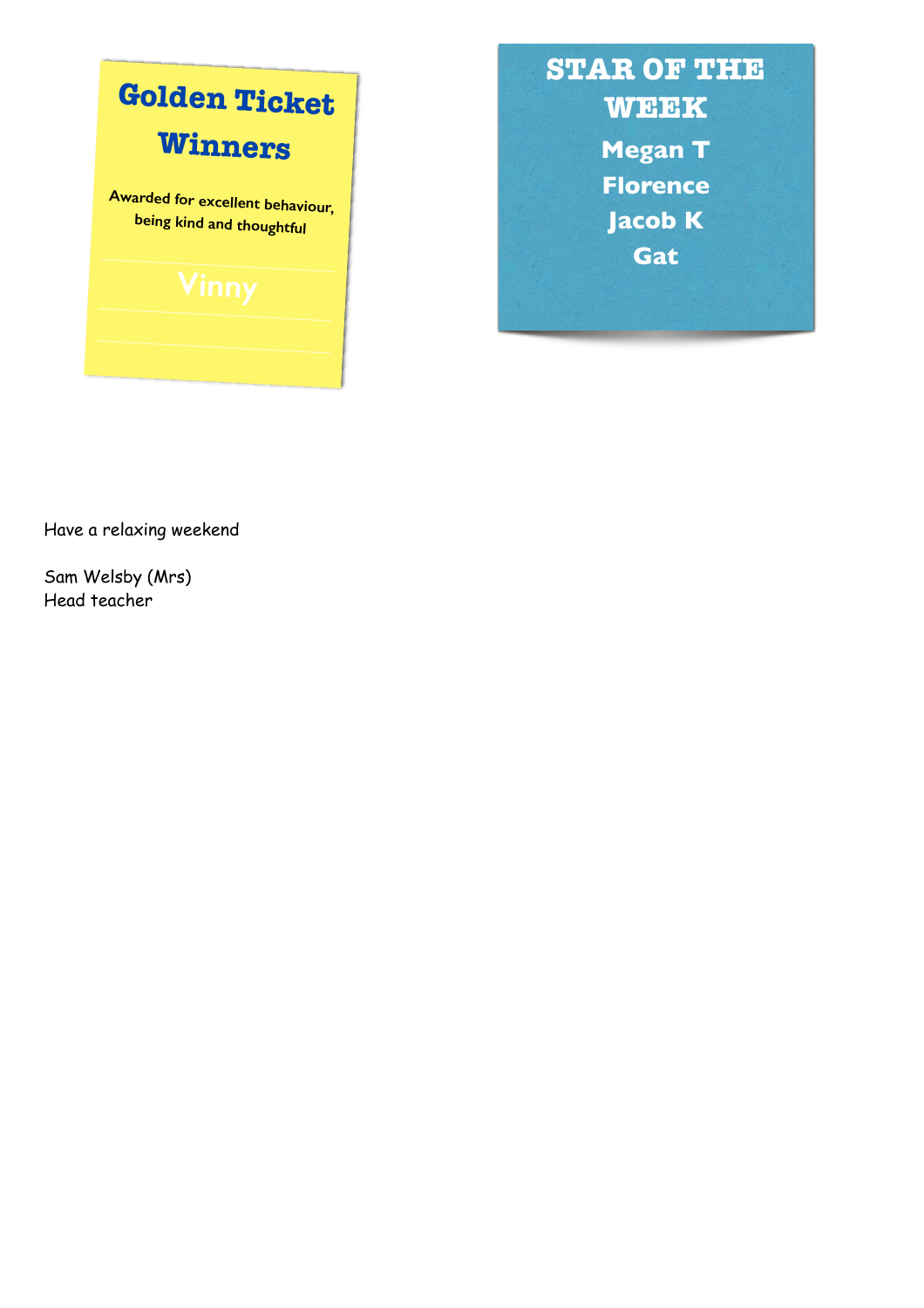## Golden Ticket Winners

Awarded for excellent behaviour, being kind and thoughtful

Vinny

## STAR OF THE WEEK

Megan T

Florence

Jacob K

Gat

Have a relaxing weekend

Sam Welsby (Mrs)
Head teacher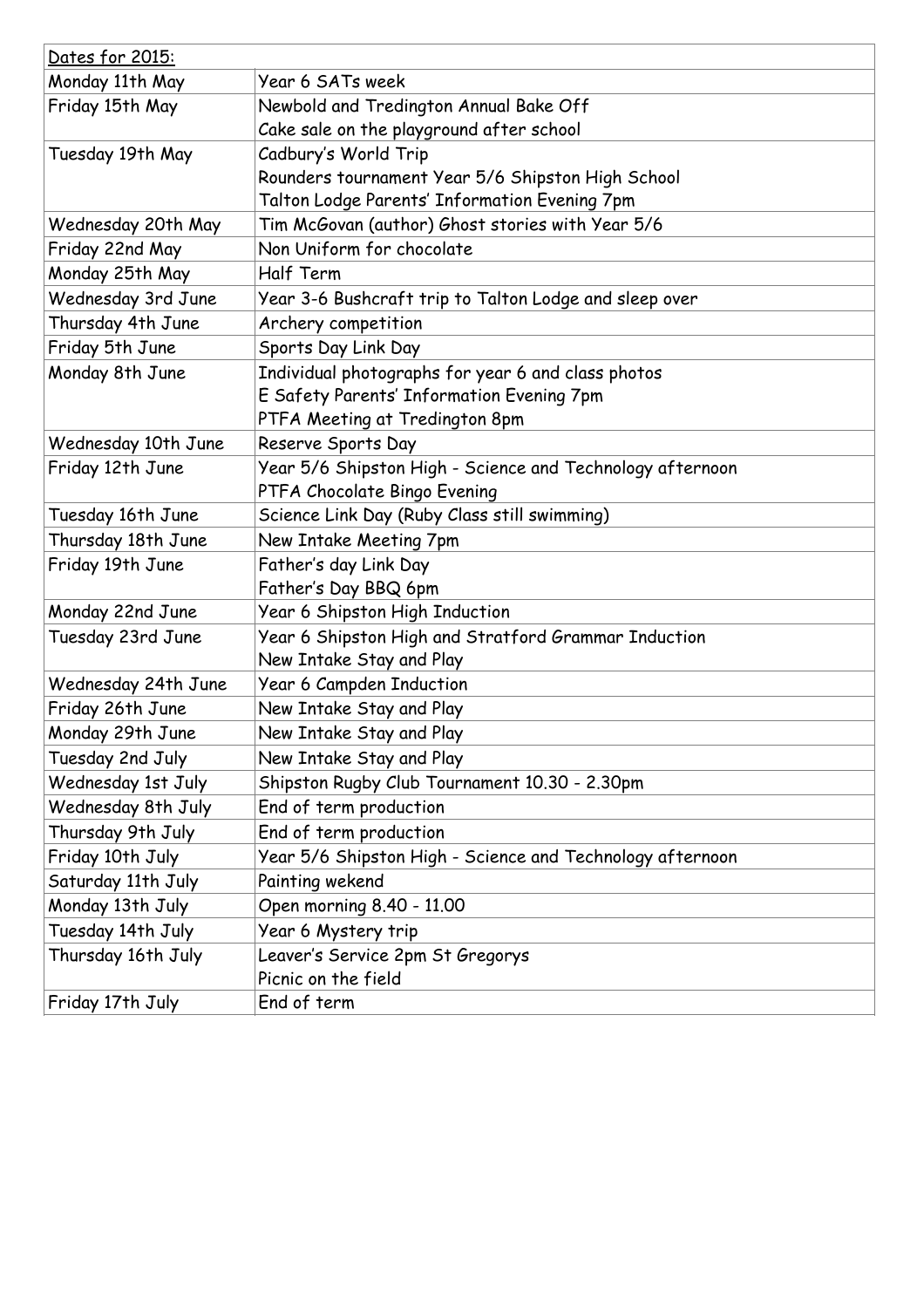| Dates for 2015: | |
|---|---|
| Monday 11th May | Year 6 SATs week |
| Friday 15th May | Newbold and Tredington Annual Bake Off<br>Cake sale on the playground after school |
| Tuesday 19th May | Cadbury's World Trip<br>Rounders tournament Year 5/6 Shipston High School<br>Talton Lodge Parents' Information Evening 7pm |
| Wednesday 20th May | Tim McGovan (author) Ghost stories with Year 5/6 |
| Friday 22nd May | Non Uniform for chocolate |
| Monday 25th May | Half Term |
| Wednesday 3rd June | Year 3-6 Bushcraft trip to Talton Lodge and sleep over |
| Thursday 4th June | Archery competition |
| Friday 5th June | Sports Day Link Day |
| Monday 8th June | Individual photographs for year 6 and class photos<br>E Safety Parents' Information Evening 7pm<br>PTFA Meeting at Tredington 8pm |
| Wednesday 10th June | Reserve Sports Day |
| Friday 12th June | Year 5/6 Shipston High - Science and Technology afternoon<br>PTFA Chocolate Bingo Evening |
| Tuesday 16th June | Science Link Day (Ruby Class still swimming) |
| Thursday 18th June | New Intake Meeting 7pm |
| Friday 19th June | Father's day Link Day<br>Father's Day BBQ 6pm |
| Monday 22nd June | Year 6 Shipston High Induction |
| Tuesday 23rd June | Year 6 Shipston High and Stratford Grammar Induction<br>New Intake Stay and Play |
| Wednesday 24th June | Year 6 Campden Induction |
| Friday 26th June | New Intake Stay and Play |
| Monday 29th June | New Intake Stay and Play |
| Tuesday 2nd July | New Intake Stay and Play |
| Wednesday 1st July | Shipston Rugby Club Tournament 10.30 - 2.30pm |
| Wednesday 8th July | End of term production |
| Thursday 9th July | End of term production |
| Friday 10th July | Year 5/6 Shipston High - Science and Technology afternoon |
| Saturday 11th July | Painting wekend |
| Monday 13th July | Open morning 8.40 - 11.00 |
| Tuesday 14th July | Year 6 Mystery trip |
| Thursday 16th July | Leaver's Service 2pm St Gregorys<br>Picnic on the field |
| Friday 17th July | End of term |